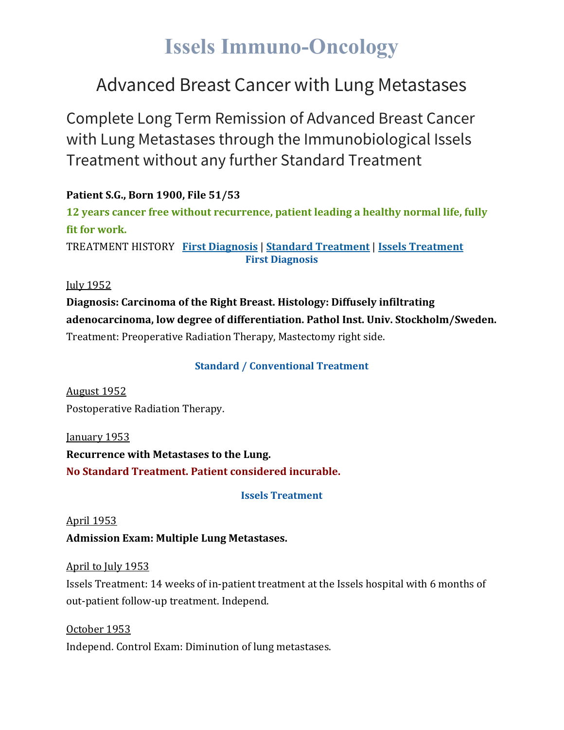# Issels Immuno-Oncology

## Advanced Breast Cancer with Lung Metastases

### Complete Long Term Remission of Advanced Breast Cancer with Lung Metastases through the Immunobiological Issels Treatment without any further Standard Treatment

**Patient S.G., Born 1900, File 51/53**

**12 years cancer free without recurrence, patient leading a healthy normal life, fully fit for work.**

TREATMENT HISTORY   **First Diagnosis** | **Standard Treatment** | **Issels Treatment**

**First Diagnosis**

July 1952

**Diagnosis: Carcinoma of the Right Breast. Histology: Diffusely infiltrating adenocarcinoma, low degree of differentiation. Pathol Inst. Univ. Stockholm/Sweden.**

Treatment: Preoperative Radiation Therapy, Mastectomy right side.

**Standard / Conventional Treatment**

August 1952

Postoperative Radiation Therapy.

January 1953

**Recurrence with Metastases to the Lung.**

**No Standard Treatment. Patient considered incurable.**

**Issels Treatment**

April 1953

**Admission Exam: Multiple Lung Metastases.**

April to July 1953

Issels Treatment: 14 weeks of in-patient treatment at the Issels hospital with 6 months of out-patient follow-up treatment. Independ.

October 1953

Independ. Control Exam: Diminution of lung metastases.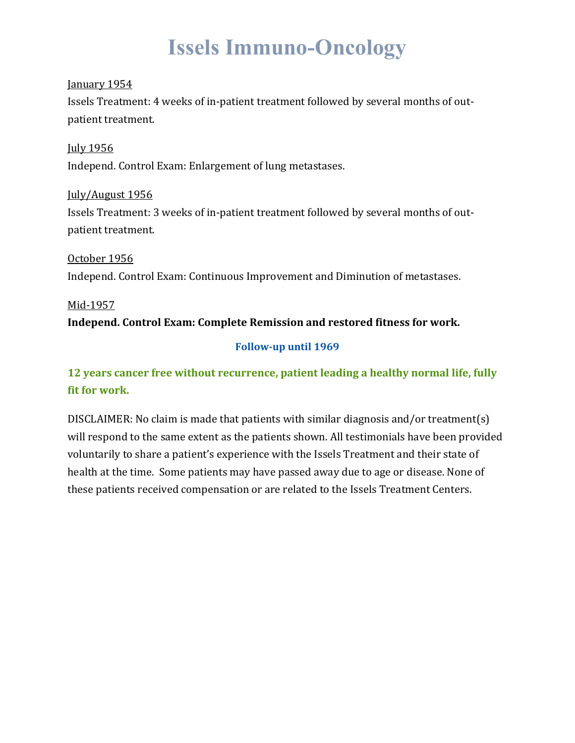# Issels Immuno-Oncology

January 1954

Issels Treatment: 4 weeks of in-patient treatment followed by several months of out-patient treatment.

July 1956

Independ. Control Exam: Enlargement of lung metastases.

July/August 1956

Issels Treatment: 3 weeks of in-patient treatment followed by several months of out-patient treatment.

October 1956

Independ. Control Exam: Continuous Improvement and Diminution of metastases.

Mid-1957

**Independ. Control Exam: Complete Remission and restored fitness for work.**

**Follow-up until 1969**

**12 years cancer free without recurrence, patient leading a healthy normal life, fully fit for work.**

DISCLAIMER: No claim is made that patients with similar diagnosis and/or treatment(s) will respond to the same extent as the patients shown. All testimonials have been provided voluntarily to share a patient's experience with the Issels Treatment and their state of health at the time. Some patients may have passed away due to age or disease. None of these patients received compensation or are related to the Issels Treatment Centers.